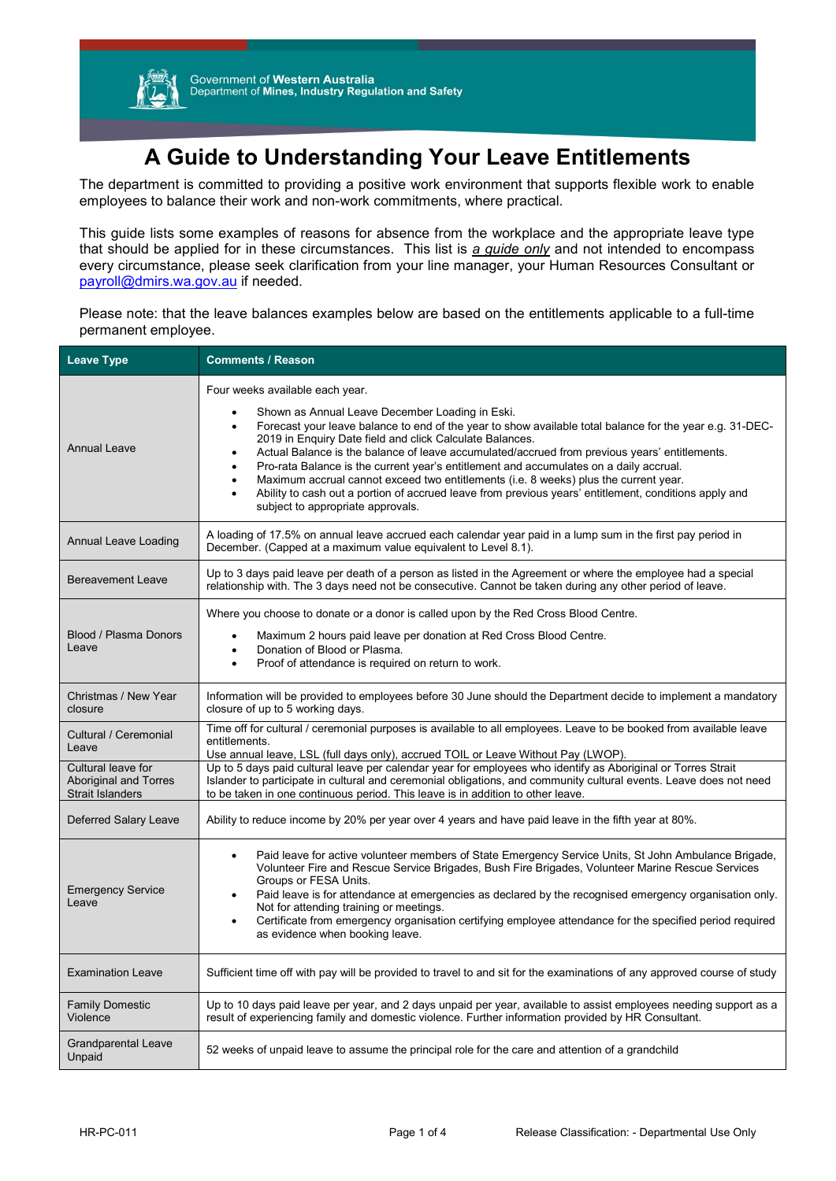Government of **Western Australia**
Department of **Mines, Industry Regulation and Safety**

# A Guide to Understanding Your Leave Entitlements

The department is committed to providing a positive work environment that supports flexible work to enable employees to balance their work and non-work commitments, where practical.

This guide lists some examples of reasons for absence from the workplace and the appropriate leave type that should be applied for in these circumstances. This list is ***a guide only*** and not intended to encompass every circumstance, please seek clarification from your line manager, your Human Resources Consultant or payroll@dmirs.wa.gov.au if needed.

Please note: that the leave balances examples below are based on the entitlements applicable to a full-time permanent employee.

| Leave Type | Comments / Reason |
|---|---|
| Annual Leave | Four weeks available each year.<br>• Shown as Annual Leave December Loading in Eski.<br>• Forecast your leave balance to end of the year to show available total balance for the year e.g. 31-DEC-2019 in Enquiry Date field and click Calculate Balances.<br>• Actual Balance is the balance of leave accumulated/accrued from previous years' entitlements.<br>• Pro-rata Balance is the current year's entitlement and accumulates on a daily accrual.<br>• Maximum accrual cannot exceed two entitlements (i.e. 8 weeks) plus the current year.<br>• Ability to cash out a portion of accrued leave from previous years' entitlement, conditions apply and subject to appropriate approvals. |
| Annual Leave Loading | A loading of 17.5% on annual leave accrued each calendar year paid in a lump sum in the first pay period in December. (Capped at a maximum value equivalent to Level 8.1). |
| Bereavement Leave | Up to 3 days paid leave per death of a person as listed in the Agreement or where the employee had a special relationship with. The 3 days need not be consecutive. Cannot be taken during any other period of leave. |
| Blood / Plasma Donors Leave | Where you choose to donate or a donor is called upon by the Red Cross Blood Centre.<br>• Maximum 2 hours paid leave per donation at Red Cross Blood Centre.<br>• Donation of Blood or Plasma.<br>• Proof of attendance is required on return to work. |
| Christmas / New Year closure | Information will be provided to employees before 30 June should the Department decide to implement a mandatory closure of up to 5 working days. |
| Cultural / Ceremonial Leave | Time off for cultural / ceremonial purposes is available to all employees. Leave to be booked from available leave entitlements.<br>Use annual leave, LSL (full days only), accrued TOIL or Leave Without Pay (LWOP). |
| Cultural leave for Aboriginal and Torres Strait Islanders | Up to 5 days paid cultural leave per calendar year for employees who identify as Aboriginal or Torres Strait Islander to participate in cultural and ceremonial obligations, and community cultural events. Leave does not need to be taken in one continuous period. This leave is in addition to other leave. |
| Deferred Salary Leave | Ability to reduce income by 20% per year over 4 years and have paid leave in the fifth year at 80%. |
| Emergency Service Leave | • Paid leave for active volunteer members of State Emergency Service Units, St John Ambulance Brigade, Volunteer Fire and Rescue Service Brigades, Bush Fire Brigades, Volunteer Marine Rescue Services Groups or FESA Units.<br>• Paid leave is for attendance at emergencies as declared by the recognised emergency organisation only. Not for attending training or meetings.<br>• Certificate from emergency organisation certifying employee attendance for the specified period required as evidence when booking leave. |
| Examination Leave | Sufficient time off with pay will be provided to travel to and sit for the examinations of any approved course of study |
| Family Domestic Violence | Up to 10 days paid leave per year, and 2 days unpaid per year, available to assist employees needing support as a result of experiencing family and domestic violence. Further information provided by HR Consultant. |
| Grandparental Leave Unpaid | 52 weeks of unpaid leave to assume the principal role for the care and attention of a grandchild |

HR-PC-011 Release Classification: - Departmental Use Only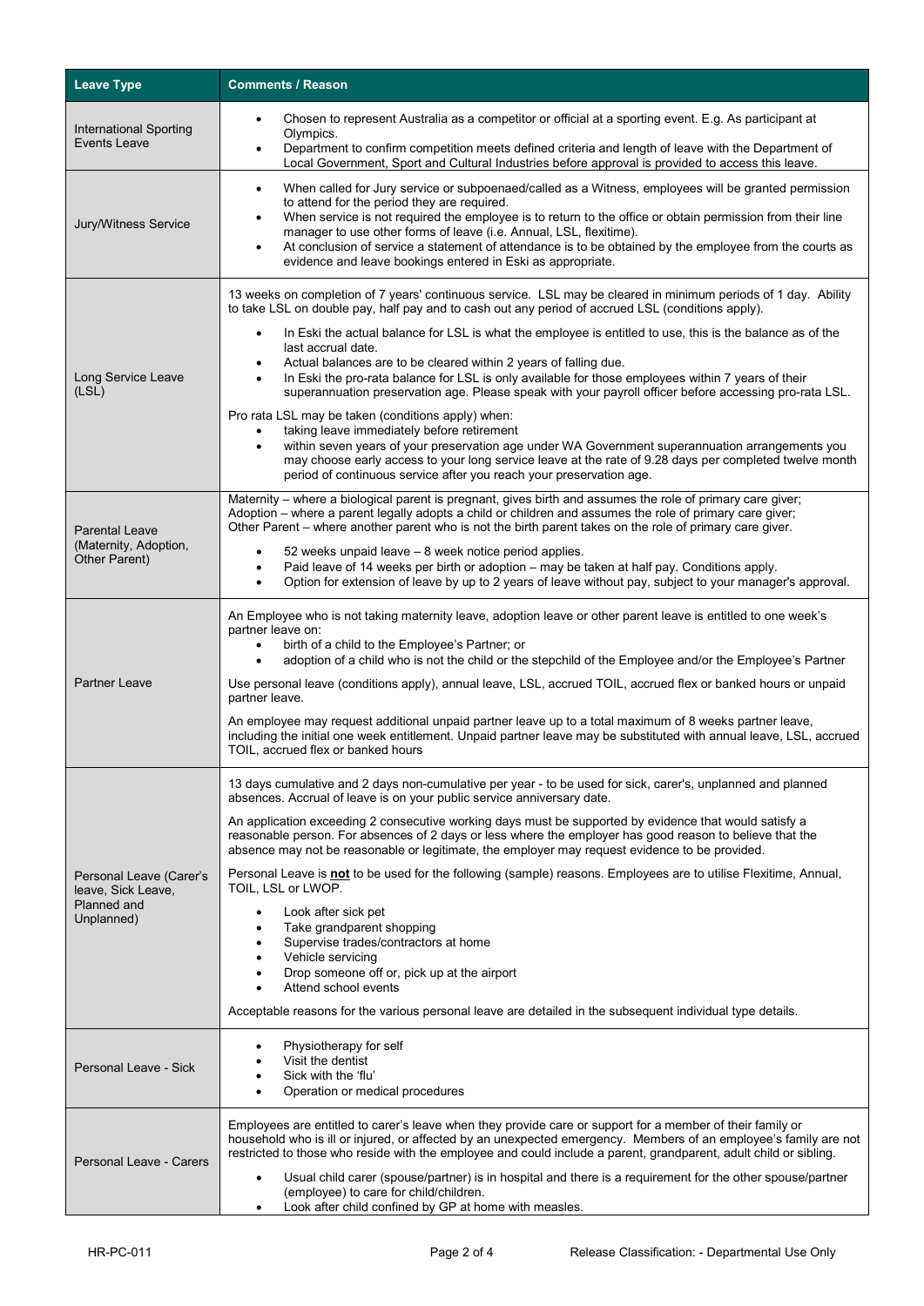| Leave Type | Comments / Reason |
|---|---|
| International Sporting Events Leave | • Chosen to represent Australia as a competitor or official at a sporting event. E.g. As participant at Olympics.<br>• Department to confirm competition meets defined criteria and length of leave with the Department of Local Government, Sport and Cultural Industries before approval is provided to access this leave. |
| Jury/Witness Service | • When called for Jury service or subpoenaed/called as a Witness, employees will be granted permission to attend for the period they are required.<br>• When service is not required the employee is to return to the office or obtain permission from their line manager to use other forms of leave (i.e. Annual, LSL, flexitime).<br>• At conclusion of service a statement of attendance is to be obtained by the employee from the courts as evidence and leave bookings entered in Eski as appropriate. |
| Long Service Leave (LSL) | 13 weeks on completion of 7 years' continuous service. LSL may be cleared in minimum periods of 1 day. Ability to take LSL on double pay, half pay and to cash out any period of accrued LSL (conditions apply).<br>• In Eski the actual balance for LSL is what the employee is entitled to use, this is the balance as of the last accrual date.<br>• Actual balances are to be cleared within 2 years of falling due.<br>• In Eski the pro-rata balance for LSL is only available for those employees within 7 years of their superannuation preservation age. Please speak with your payroll officer before accessing pro-rata LSL.<br>Pro rata LSL may be taken (conditions apply) when:<br>• taking leave immediately before retirement<br>• within seven years of your preservation age under WA Government superannuation arrangements you may choose early access to your long service leave at the rate of 9.28 days per completed twelve month period of continuous service after you reach your preservation age. |
| Parental Leave (Maternity, Adoption, Other Parent) | Maternity – where a biological parent is pregnant, gives birth and assumes the role of primary care giver;<br>Adoption – where a parent legally adopts a child or children and assumes the role of primary care giver;<br>Other Parent – where another parent who is not the birth parent takes on the role of primary care giver.<br>• 52 weeks unpaid leave – 8 week notice period applies.<br>• Paid leave of 14 weeks per birth or adoption – may be taken at half pay. Conditions apply.<br>• Option for extension of leave by up to 2 years of leave without pay, subject to your manager's approval. |
| Partner Leave | An Employee who is not taking maternity leave, adoption leave or other parent leave is entitled to one week's partner leave on:<br>• birth of a child to the Employee's Partner; or<br>• adoption of a child who is not the child or the stepchild of the Employee and/or the Employee's Partner<br>Use personal leave (conditions apply), annual leave, LSL, accrued TOIL, accrued flex or banked hours or unpaid partner leave.<br>An employee may request additional unpaid partner leave up to a total maximum of 8 weeks partner leave, including the initial one week entitlement. Unpaid partner leave may be substituted with annual leave, LSL, accrued TOIL, accrued flex or banked hours |
| Personal Leave (Carer's leave, Sick Leave, Planned and Unplanned) | 13 days cumulative and 2 days non-cumulative per year - to be used for sick, carer's, unplanned and planned absences. Accrual of leave is on your public service anniversary date.<br>An application exceeding 2 consecutive working days must be supported by evidence that would satisfy a reasonable person. For absences of 2 days or less where the employer has good reason to believe that the absence may not be reasonable or legitimate, the employer may request evidence to be provided.<br>Personal Leave is **<u>not</u>** to be used for the following (sample) reasons. Employees are to utilise Flexitime, Annual, TOIL, LSL or LWOP.<br>• Look after sick pet<br>• Take grandparent shopping<br>• Supervise trades/contractors at home<br>• Vehicle servicing<br>• Drop someone off or, pick up at the airport<br>• Attend school events<br>Acceptable reasons for the various personal leave are detailed in the subsequent individual type details. |
| Personal Leave - Sick | • Physiotherapy for self<br>• Visit the dentist<br>• Sick with the 'flu'<br>• Operation or medical procedures |
| Personal Leave - Carers | Employees are entitled to carer's leave when they provide care or support for a member of their family or household who is ill or injured, or affected by an unexpected emergency. Members of an employee's family are not restricted to those who reside with the employee and could include a parent, grandparent, adult child or sibling.<br>• Usual child carer (spouse/partner) is in hospital and there is a requirement for the other spouse/partner (employee) to care for child/children.<br>• Look after child confined by GP at home with measles. |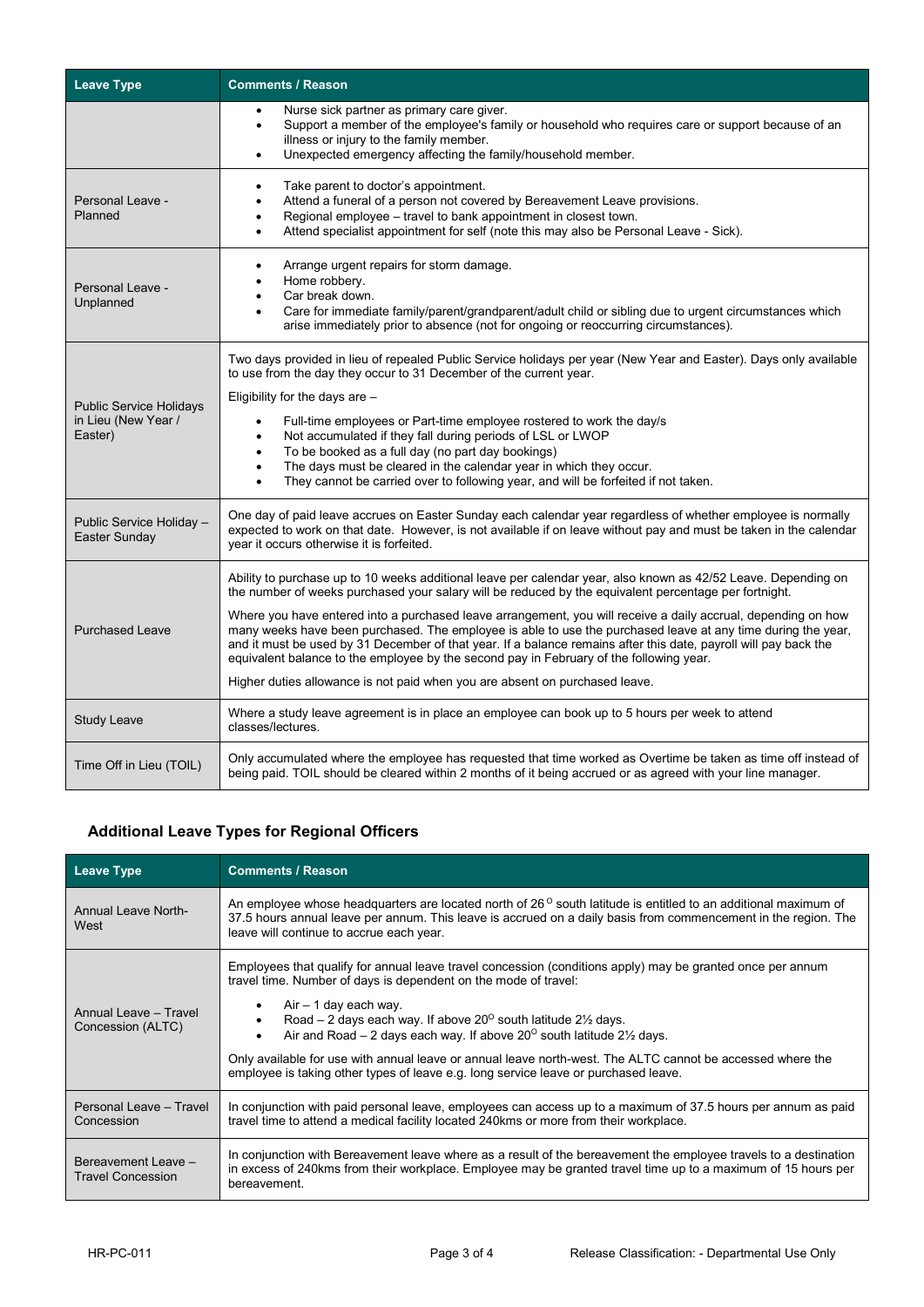| Leave Type | Comments / Reason |
| --- | --- |
| | • Nurse sick partner as primary care giver.<br>• Support a member of the employee's family or household who requires care or support because of an illness or injury to the family member.<br>• Unexpected emergency affecting the family/household member. |
| Personal Leave - Planned | • Take parent to doctor's appointment.<br>• Attend a funeral of a person not covered by Bereavement Leave provisions.<br>• Regional employee – travel to bank appointment in closest town.<br>• Attend specialist appointment for self (note this may also be Personal Leave - Sick). |
| Personal Leave - Unplanned | • Arrange urgent repairs for storm damage.<br>• Home robbery.<br>• Car break down.<br>• Care for immediate family/parent/grandparent/adult child or sibling due to urgent circumstances which arise immediately prior to absence (not for ongoing or reoccurring circumstances). |
| Public Service Holidays in Lieu (New Year / Easter) | Two days provided in lieu of repealed Public Service holidays per year (New Year and Easter). Days only available to use from the day they occur to 31 December of the current year.<br><br>Eligibility for the days are –<br><br>• Full-time employees or Part-time employee rostered to work the day/s<br>• Not accumulated if they fall during periods of LSL or LWOP<br>• To be booked as a full day (no part day bookings)<br>• The days must be cleared in the calendar year in which they occur.<br>• They cannot be carried over to following year, and will be forfeited if not taken. |
| Public Service Holiday – Easter Sunday | One day of paid leave accrues on Easter Sunday each calendar year regardless of whether employee is normally expected to work on that date. However, is not available if on leave without pay and must be taken in the calendar year it occurs otherwise it is forfeited. |
| Purchased Leave | Ability to purchase up to 10 weeks additional leave per calendar year, also known as 42/52 Leave. Depending on the number of weeks purchased your salary will be reduced by the equivalent percentage per fortnight.<br><br>Where you have entered into a purchased leave arrangement, you will receive a daily accrual, depending on how many weeks have been purchased. The employee is able to use the purchased leave at any time during the year, and it must be used by 31 December of that year. If a balance remains after this date, payroll will pay back the equivalent balance to the employee by the second pay in February of the following year.<br><br>Higher duties allowance is not paid when you are absent on purchased leave. |
| Study Leave | Where a study leave agreement is in place an employee can book up to 5 hours per week to attend classes/lectures. |
| Time Off in Lieu (TOIL) | Only accumulated where the employee has requested that time worked as Overtime be taken as time off instead of being paid. TOIL should be cleared within 2 months of it being accrued or as agreed with your line manager. |

## Additional Leave Types for Regional Officers

| Leave Type | Comments / Reason |
| --- | --- |
| Annual Leave North-West | An employee whose headquarters are located north of 26° south latitude is entitled to an additional maximum of 37.5 hours annual leave per annum. This leave is accrued on a daily basis from commencement in the region. The leave will continue to accrue each year. |
| Annual Leave – Travel Concession (ALTC) | Employees that qualify for annual leave travel concession (conditions apply) may be granted once per annum travel time. Number of days is dependent on the mode of travel:<br><br>• Air – 1 day each way.<br>• Road – 2 days each way. If above 20° south latitude 2½ days.<br>• Air and Road – 2 days each way. If above 20° south latitude 2½ days.<br><br>Only available for use with annual leave or annual leave north-west. The ALTC cannot be accessed where the employee is taking other types of leave e.g. long service leave or purchased leave. |
| Personal Leave – Travel Concession | In conjunction with paid personal leave, employees can access up to a maximum of 37.5 hours per annum as paid travel time to attend a medical facility located 240kms or more from their workplace. |
| Bereavement Leave – Travel Concession | In conjunction with Bereavement leave where as a result of the bereavement the employee travels to a destination in excess of 240kms from their workplace. Employee may be granted travel time up to a maximum of 15 hours per bereavement. |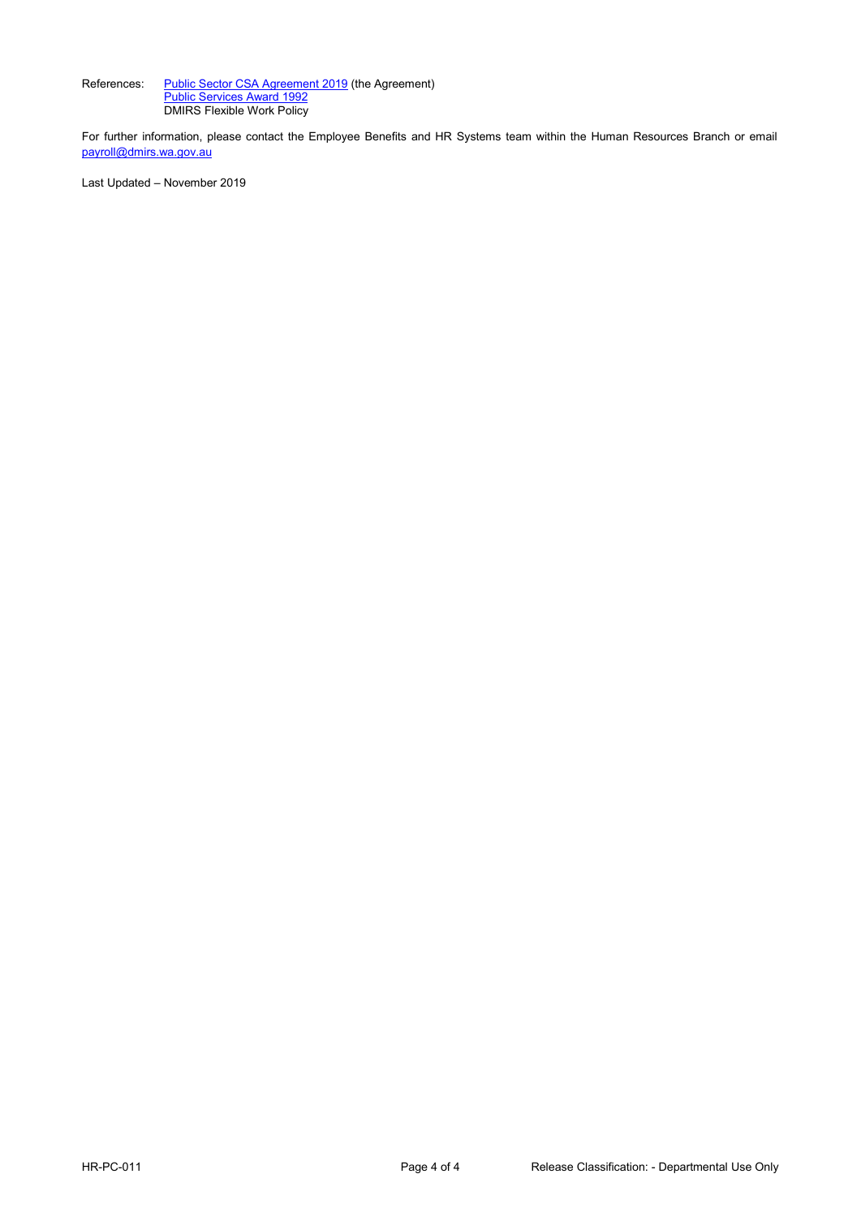References: Public Sector CSA Agreement 2019 (the Agreement)
Public Services Award 1992
DMIRS Flexible Work Policy

For further information, please contact the Employee Benefits and HR Systems team within the Human Resources Branch or email payroll@dmirs.wa.gov.au

Last Updated – November 2019